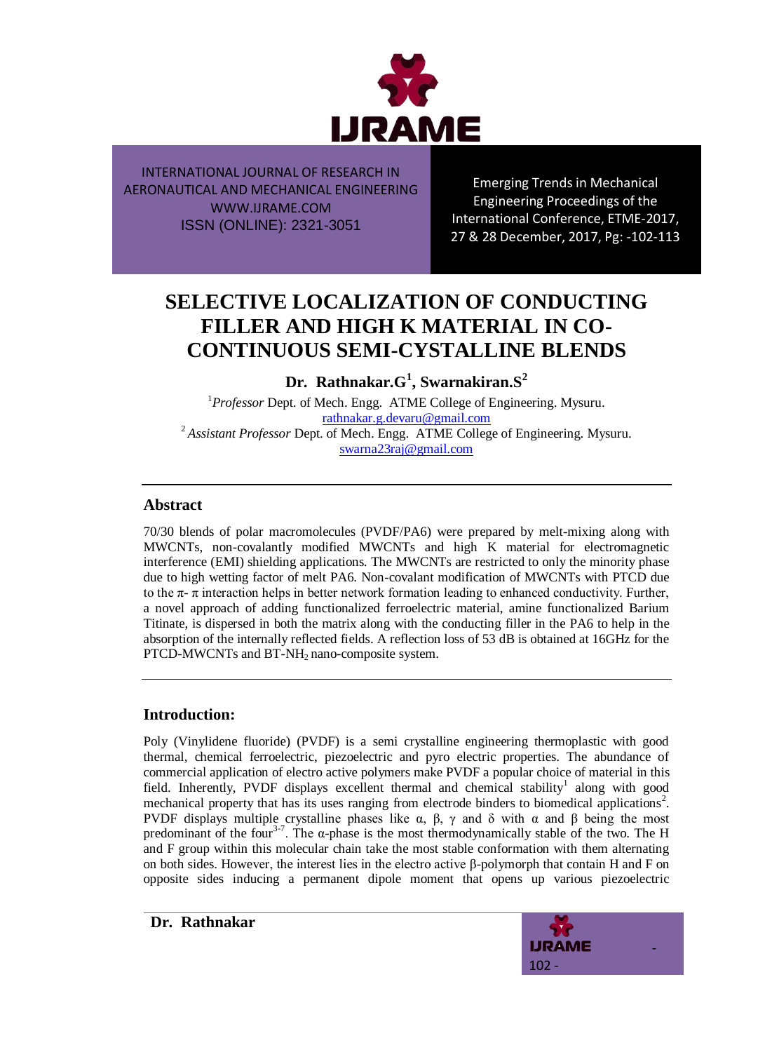INTERNATIONAL JOURNAL OF RESEARCH IN AERONAUTICAL AND MECHANICAL ENGINEERING
WWW.IJRAME.COM
ISSN (ONLINE): 2321-3051

Emerging Trends in Mechanical Engineering Proceedings of the International Conference, ETME-2017, 27 & 28 December, 2017, Pg: -102-113

# SELECTIVE LOCALIZATION OF CONDUCTING FILLER AND HIGH K MATERIAL IN CO-CONTINUOUS SEMI-CYSTALLINE BLENDS

**Dr. Rathnakar.G[1], Swarnakiran.S[2]**

[1] *Professor* Dept. of Mech. Engg. ATME College of Engineering. Mysuru.
rathnakar.g.devaru@gmail.com
[2] *Assistant Professor* Dept. of Mech. Engg. ATME College of Engineering. Mysuru.
swarna23raj@gmail.com

## Abstract

70/30 blends of polar macromolecules (PVDF/PA6) were prepared by melt-mixing along with MWCNTs, non-covalantly modified MWCNTs and high K material for electromagnetic interference (EMI) shielding applications. The MWCNTs are restricted to only the minority phase due to high wetting factor of melt PA6. Non-covalant modification of MWCNTs with PTCD due to the π- π interaction helps in better network formation leading to enhanced conductivity. Further, a novel approach of adding functionalized ferroelectric material, amine functionalized Barium Titinate, is dispersed in both the matrix along with the conducting filler in the PA6 to help in the absorption of the internally reflected fields. A reflection loss of 53 dB is obtained at 16GHz for the PTCD-MWCNTs and BT-$NH_2$ nano-composite system.

## Introduction:

Poly (Vinylidene fluoride) (PVDF) is a semi crystalline engineering thermoplastic with good thermal, chemical ferroelectric, piezoelectric and pyro electric properties. The abundance of commercial application of electro active polymers make PVDF a popular choice of material in this field. Inherently, PVDF displays excellent thermal and chemical stability[1] along with good mechanical property that has its uses ranging from electrode binders to biomedical applications[2]. PVDF displays multiple crystalline phases like α, β, γ and δ with α and β being the most predominant of the four[3-7]. The α-phase is the most thermodynamically stable of the two. The H and F group within this molecular chain take the most stable conformation with them alternating on both sides. However, the interest lies in the electro active β-polymorph that contain H and F on opposite sides inducing a permanent dipole moment that opens up various piezoelectric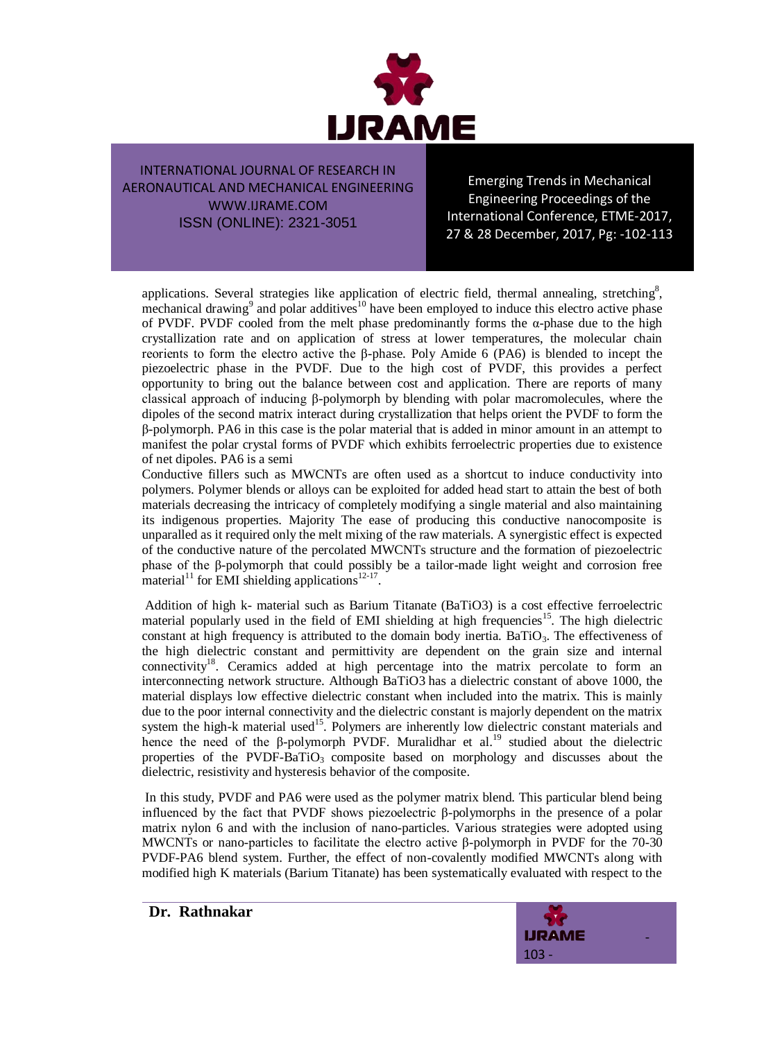applications. Several strategies like application of electric field, thermal annealing, stretching[8], mechanical drawing[9] and polar additives[10] have been employed to induce this electro active phase of PVDF. PVDF cooled from the melt phase predominantly forms the α-phase due to the high crystallization rate and on application of stress at lower temperatures, the molecular chain reorients to form the electro active the β-phase. Poly Amide 6 (PA6) is blended to incept the piezoelectric phase in the PVDF. Due to the high cost of PVDF, this provides a perfect opportunity to bring out the balance between cost and application. There are reports of many classical approach of inducing β-polymorph by blending with polar macromolecules, where the dipoles of the second matrix interact during crystallization that helps orient the PVDF to form the β-polymorph. PA6 in this case is the polar material that is added in minor amount in an attempt to manifest the polar crystal forms of PVDF which exhibits ferroelectric properties due to existence of net dipoles. PA6 is a semi

Conductive fillers such as MWCNTs are often used as a shortcut to induce conductivity into polymers. Polymer blends or alloys can be exploited for added head start to attain the best of both materials decreasing the intricacy of completely modifying a single material and also maintaining its indigenous properties. Majority The ease of producing this conductive nanocomposite is unparalled as it required only the melt mixing of the raw materials. A synergistic effect is expected of the conductive nature of the percolated MWCNTs structure and the formation of piezoelectric phase of the β-polymorph that could possibly be a tailor-made light weight and corrosion free material[11] for EMI shielding applications[12-17].

Addition of high k- material such as Barium Titanate (BaTiO3) is a cost effective ferroelectric material popularly used in the field of EMI shielding at high frequencies[15]. The high dielectric constant at high frequency is attributed to the domain body inertia. $BaTiO_3$. The effectiveness of the high dielectric constant and permittivity are dependent on the grain size and internal connectivity[18]. Ceramics added at high percentage into the matrix percolate to form an interconnecting network structure. Although BaTiO3 has a dielectric constant of above 1000, the material displays low effective dielectric constant when included into the matrix. This is mainly due to the poor internal connectivity and the dielectric constant is majorly dependent on the matrix system the high-k material used[15]. Polymers are inherently low dielectric constant materials and hence the need of the β-polymorph PVDF. Muralidhar et al.[19] studied about the dielectric properties of the PVDF-$BaTiO_3$ composite based on morphology and discusses about the dielectric, resistivity and hysteresis behavior of the composite.

In this study, PVDF and PA6 were used as the polymer matrix blend. This particular blend being influenced by the fact that PVDF shows piezoelectric β-polymorphs in the presence of a polar matrix nylon 6 and with the inclusion of nano-particles. Various strategies were adopted using MWCNTs or nano-particles to facilitate the electro active β-polymorph in PVDF for the 70-30 PVDF-PA6 blend system. Further, the effect of non-covalently modified MWCNTs along with modified high K materials (Barium Titanate) has been systematically evaluated with respect to the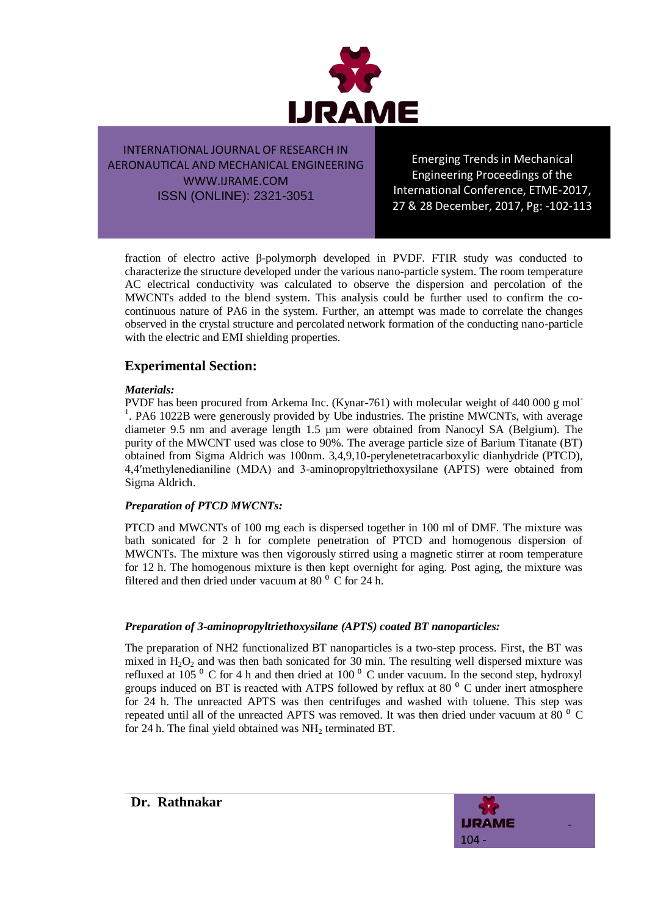fraction of electro active β-polymorph developed in PVDF. FTIR study was conducted to characterize the structure developed under the various nano-particle system. The room temperature AC electrical conductivity was calculated to observe the dispersion and percolation of the MWCNTs added to the blend system. This analysis could be further used to confirm the co-continuous nature of PA6 in the system. Further, an attempt was made to correlate the changes observed in the crystal structure and percolated network formation of the conducting nano-particle with the electric and EMI shielding properties.

## Experimental Section:

### *Materials:*

PVDF has been procured from Arkema Inc. (Kynar-761) with molecular weight of 440 000 g $mol^{-1}$. PA6 1022B were generously provided by Ube industries. The pristine MWCNTs, with average diameter 9.5 nm and average length 1.5 µm were obtained from Nanocyl SA (Belgium). The purity of the MWCNT used was close to 90%. The average particle size of Barium Titanate (BT) obtained from Sigma Aldrich was 100nm. 3,4,9,10-perylenetetracarboxylic dianhydride (PTCD), 4,4′methylenedianiline (MDA) and 3-aminopropyltriethoxysilane (APTS) were obtained from Sigma Aldrich.

### *Preparation of PTCD MWCNTs:*

PTCD and MWCNTs of 100 mg each is dispersed together in 100 ml of DMF. The mixture was bath sonicated for 2 h for complete penetration of PTCD and homogenous dispersion of MWCNTs. The mixture was then vigorously stirred using a magnetic stirrer at room temperature for 12 h. The homogenous mixture is then kept overnight for aging. Post aging, the mixture was filtered and then dried under vacuum at 80 $^{0}$ C for 24 h.

### *Preparation of 3-aminopropyltriethoxysilane (APTS) coated BT nanoparticles:*

The preparation of NH2 functionalized BT nanoparticles is a two-step process. First, the BT was mixed in $H_2O_2$ and was then bath sonicated for 30 min. The resulting well dispersed mixture was refluxed at 105 $^{0}$ C for 4 h and then dried at 100 $^{0}$ C under vacuum. In the second step, hydroxyl groups induced on BT is reacted with ATPS followed by reflux at 80 $^{0}$ C under inert atmosphere for 24 h. The unreacted APTS was then centrifuges and washed with toluene. This step was repeated until all of the unreacted APTS was removed. It was then dried under vacuum at 80 $^{0}$ C for 24 h. The final yield obtained was $NH_2$ terminated BT.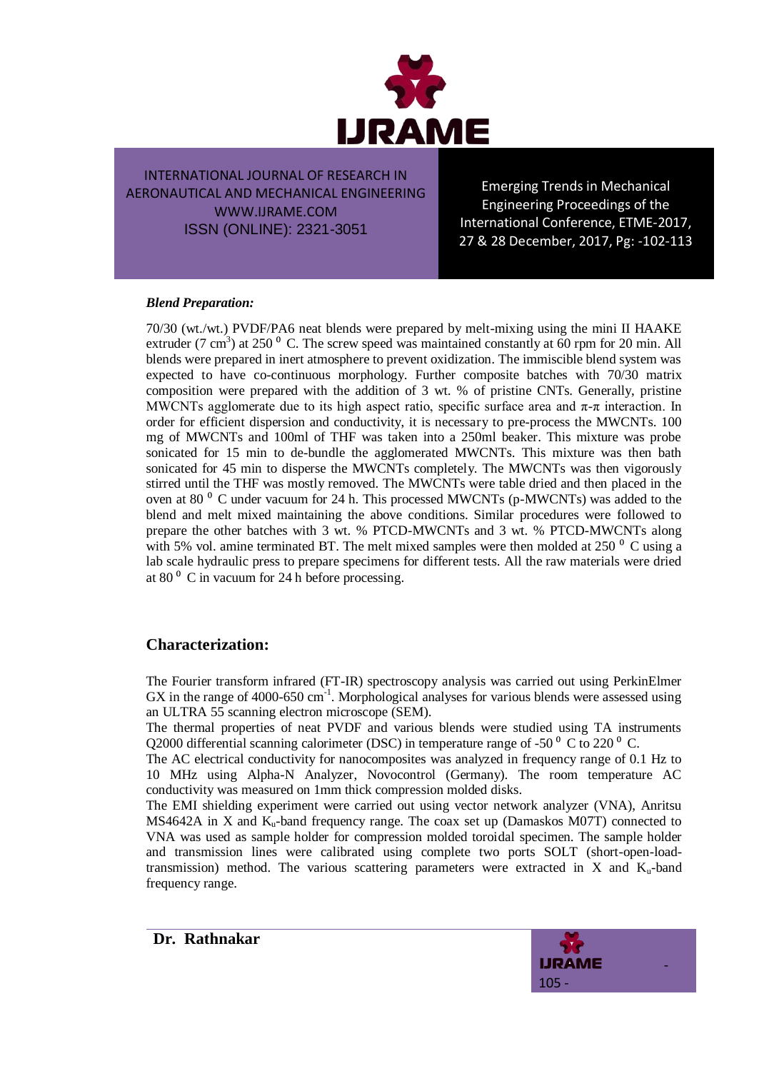***Blend Preparation:***

70/30 (wt./wt.) PVDF/PA6 neat blends were prepared by melt-mixing using the mini II HAAKE extruder (7 $cm^3$) at 250 $^0$ C. The screw speed was maintained constantly at 60 rpm for 20 min. All blends were prepared in inert atmosphere to prevent oxidization. The immiscible blend system was expected to have co-continuous morphology. Further composite batches with 70/30 matrix composition were prepared with the addition of 3 wt. % of pristine CNTs. Generally, pristine MWCNTs agglomerate due to its high aspect ratio, specific surface area and π-π interaction. In order for efficient dispersion and conductivity, it is necessary to pre-process the MWCNTs. 100 mg of MWCNTs and 100ml of THF was taken into a 250ml beaker. This mixture was probe sonicated for 15 min to de-bundle the agglomerated MWCNTs. This mixture was then bath sonicated for 45 min to disperse the MWCNTs completely. The MWCNTs was then vigorously stirred until the THF was mostly removed. The MWCNTs were table dried and then placed in the oven at 80 $^0$ C under vacuum for 24 h. This processed MWCNTs (p-MWCNTs) was added to the blend and melt mixed maintaining the above conditions. Similar procedures were followed to prepare the other batches with 3 wt. % PTCD-MWCNTs and 3 wt. % PTCD-MWCNTs along with 5% vol. amine terminated BT. The melt mixed samples were then molded at 250 $^0$ C using a lab scale hydraulic press to prepare specimens for different tests. All the raw materials were dried at 80 $^0$ C in vacuum for 24 h before processing.

## Characterization:

The Fourier transform infrared (FT-IR) spectroscopy analysis was carried out using PerkinElmer GX in the range of 4000-650 $cm^{-1}$. Morphological analyses for various blends were assessed using an ULTRA 55 scanning electron microscope (SEM).

The thermal properties of neat PVDF and various blends were studied using TA instruments Q2000 differential scanning calorimeter (DSC) in temperature range of -50 $^0$ C to 220 $^0$ C.

The AC electrical conductivity for nanocomposites was analyzed in frequency range of 0.1 Hz to 10 MHz using Alpha-N Analyzer, Novocontrol (Germany). The room temperature AC conductivity was measured on 1mm thick compression molded disks.

The EMI shielding experiment were carried out using vector network analyzer (VNA), Anritsu MS4642A in X and $K_u$-band frequency range. The coax set up (Damaskos M07T) connected to VNA was used as sample holder for compression molded toroidal specimen. The sample holder and transmission lines were calibrated using complete two ports SOLT (short-open-load-transmission) method. The various scattering parameters were extracted in X and $K_u$-band frequency range.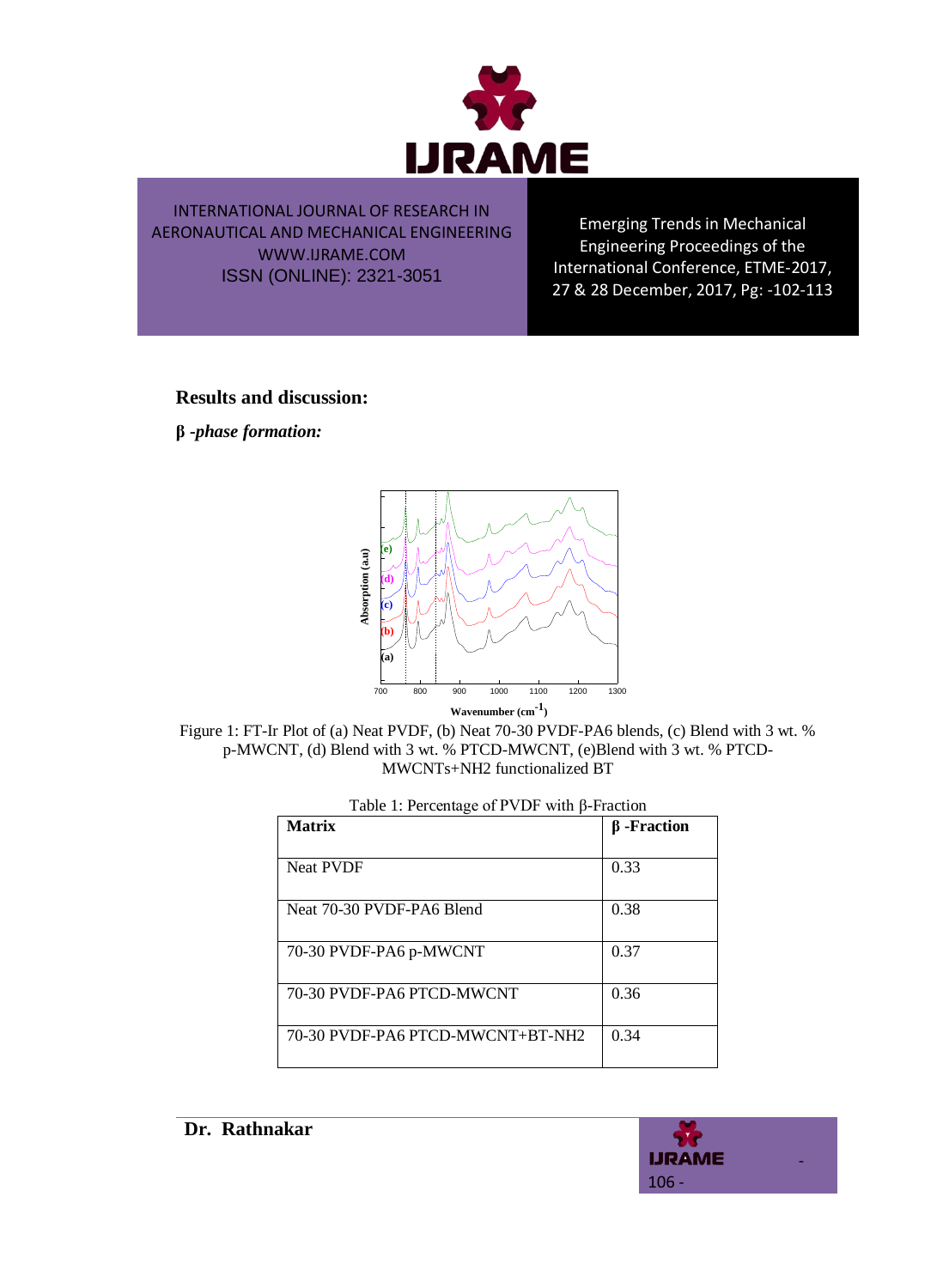## Results and discussion:

### *β -phase formation:*

Figure 1: FT-Ir Plot of (a) Neat PVDF, (b) Neat 70-30 PVDF-PA6 blends, (c) Blend with 3 wt. % p-MWCNT, (d) Blend with 3 wt. % PTCD-MWCNT, (e)Blend with 3 wt. % PTCD-MWCNTs+NH2 functionalized BT

Table 1: Percentage of PVDF with β-Fraction

| Matrix | β -Fraction |
|---|---|
| Neat PVDF | 0.33 |
| Neat 70-30 PVDF-PA6 Blend | 0.38 |
| 70-30 PVDF-PA6 p-MWCNT | 0.37 |
| 70-30 PVDF-PA6 PTCD-MWCNT | 0.36 |
| 70-30 PVDF-PA6 PTCD-MWCNT+BT-NH2 | 0.34 |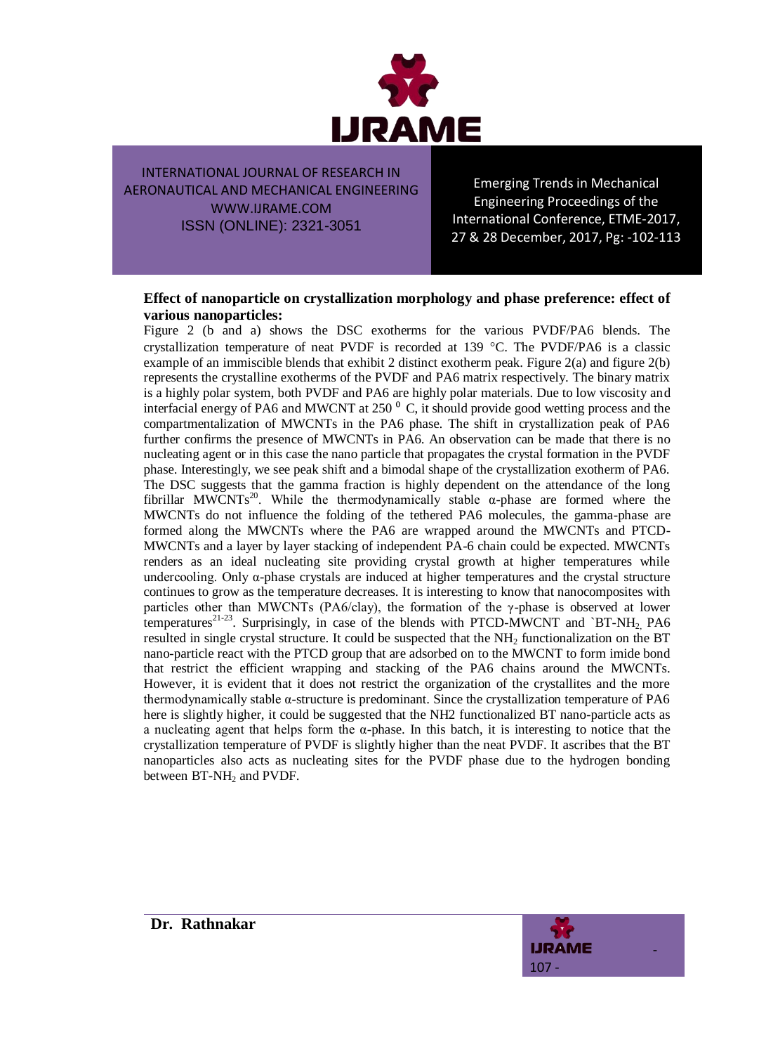**Effect of nanoparticle on crystallization morphology and phase preference: effect of various nanoparticles:**

Figure 2 (b and a) shows the DSC exotherms for the various PVDF/PA6 blends. The crystallization temperature of neat PVDF is recorded at 139 °C. The PVDF/PA6 is a classic example of an immiscible blends that exhibit 2 distinct exotherm peak. Figure 2(a) and figure 2(b) represents the crystalline exotherms of the PVDF and PA6 matrix respectively. The binary matrix is a highly polar system, both PVDF and PA6 are highly polar materials. Due to low viscosity and interfacial energy of PA6 and MWCNT at 250 $^0$ C, it should provide good wetting process and the compartmentalization of MWCNTs in the PA6 phase. The shift in crystallization peak of PA6 further confirms the presence of MWCNTs in PA6. An observation can be made that there is no nucleating agent or in this case the nano particle that propagates the crystal formation in the PVDF phase. Interestingly, we see peak shift and a bimodal shape of the crystallization exotherm of PA6. The DSC suggests that the gamma fraction is highly dependent on the attendance of the long fibrillar MWCNTs[20]. While the thermodynamically stable α-phase are formed where the MWCNTs do not influence the folding of the tethered PA6 molecules, the gamma-phase are formed along the MWCNTs where the PA6 are wrapped around the MWCNTs and PTCD-MWCNTs and a layer by layer stacking of independent PA-6 chain could be expected. MWCNTs renders as an ideal nucleating site providing crystal growth at higher temperatures while undercooling. Only α-phase crystals are induced at higher temperatures and the crystal structure continues to grow as the temperature decreases. It is interesting to know that nanocomposites with particles other than MWCNTs (PA6/clay), the formation of the γ-phase is observed at lower temperatures[21-23]. Surprisingly, in case of the blends with PTCD-MWCNT and `BT-$NH_2$, PA6 resulted in single crystal structure. It could be suspected that the $NH_2$ functionalization on the BT nano-particle react with the PTCD group that are adsorbed on to the MWCNT to form imide bond that restrict the efficient wrapping and stacking of the PA6 chains around the MWCNTs. However, it is evident that it does not restrict the organization of the crystallites and the more thermodynamically stable α-structure is predominant. Since the crystallization temperature of PA6 here is slightly higher, it could be suggested that the NH2 functionalized BT nano-particle acts as a nucleating agent that helps form the α-phase. In this batch, it is interesting to notice that the crystallization temperature of PVDF is slightly higher than the neat PVDF. It ascribes that the BT nanoparticles also acts as nucleating sites for the PVDF phase due to the hydrogen bonding between BT-$NH_2$ and PVDF.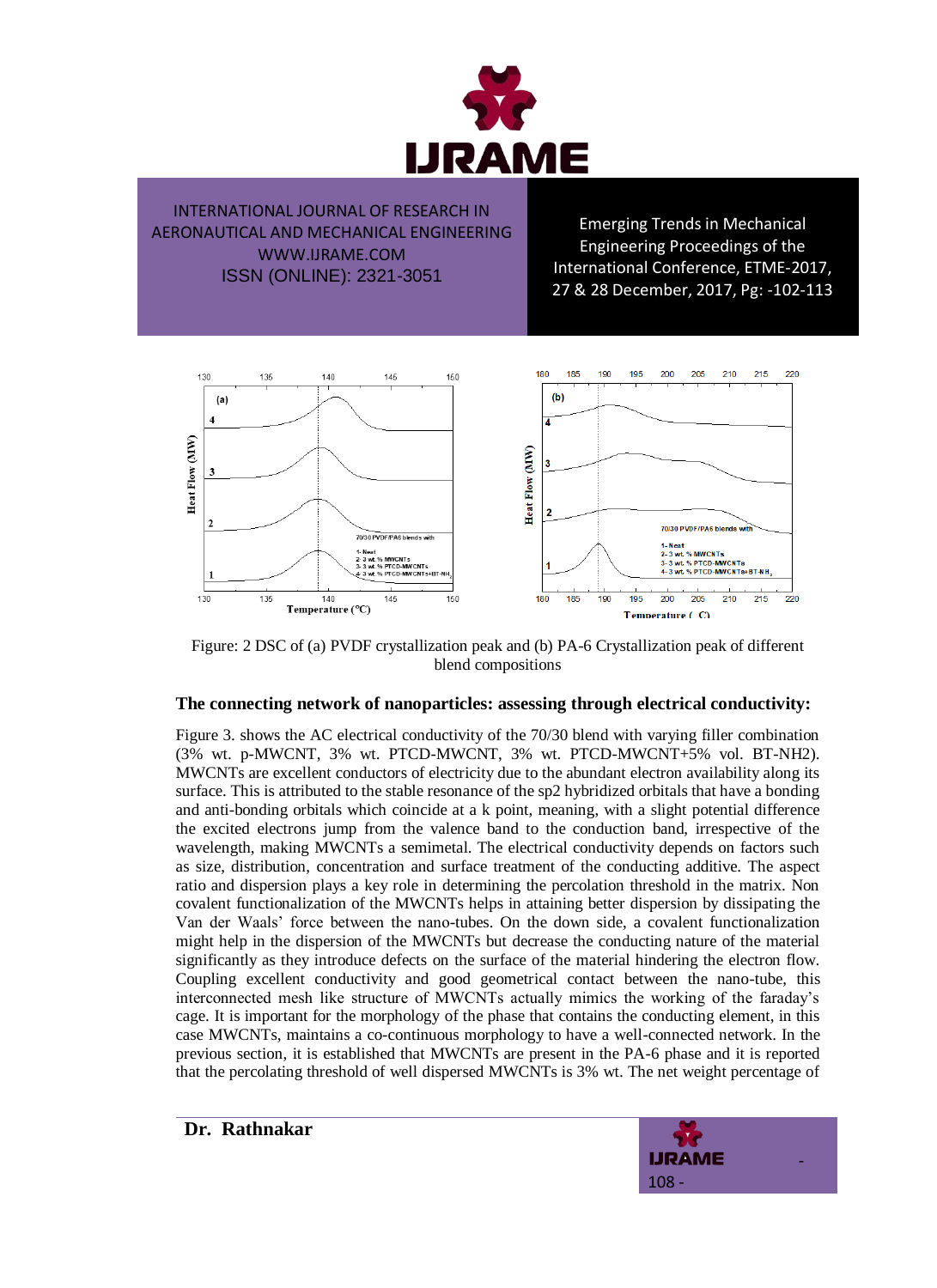Figure: 2 DSC of (a) PVDF crystallization peak and (b) PA-6 Crystallization peak of different blend compositions

**The connecting network of nanoparticles: assessing through electrical conductivity:**

Figure 3. shows the AC electrical conductivity of the 70/30 blend with varying filler combination (3% wt. p-MWCNT, 3% wt. PTCD-MWCNT, 3% wt. PTCD-MWCNT+5% vol. BT-NH2). MWCNTs are excellent conductors of electricity due to the abundant electron availability along its surface. This is attributed to the stable resonance of the sp2 hybridized orbitals that have a bonding and anti-bonding orbitals which coincide at a k point, meaning, with a slight potential difference the excited electrons jump from the valence band to the conduction band, irrespective of the wavelength, making MWCNTs a semimetal. The electrical conductivity depends on factors such as size, distribution, concentration and surface treatment of the conducting additive. The aspect ratio and dispersion plays a key role in determining the percolation threshold in the matrix. Non covalent functionalization of the MWCNTs helps in attaining better dispersion by dissipating the Van der Waals' force between the nano-tubes. On the down side, a covalent functionalization might help in the dispersion of the MWCNTs but decrease the conducting nature of the material significantly as they introduce defects on the surface of the material hindering the electron flow. Coupling excellent conductivity and good geometrical contact between the nano-tube, this interconnected mesh like structure of MWCNTs actually mimics the working of the faraday's cage. It is important for the morphology of the phase that contains the conducting element, in this case MWCNTs, maintains a co-continuous morphology to have a well-connected network. In the previous section, it is established that MWCNTs are present in the PA-6 phase and it is reported that the percolating threshold of well dispersed MWCNTs is 3% wt. The net weight percentage of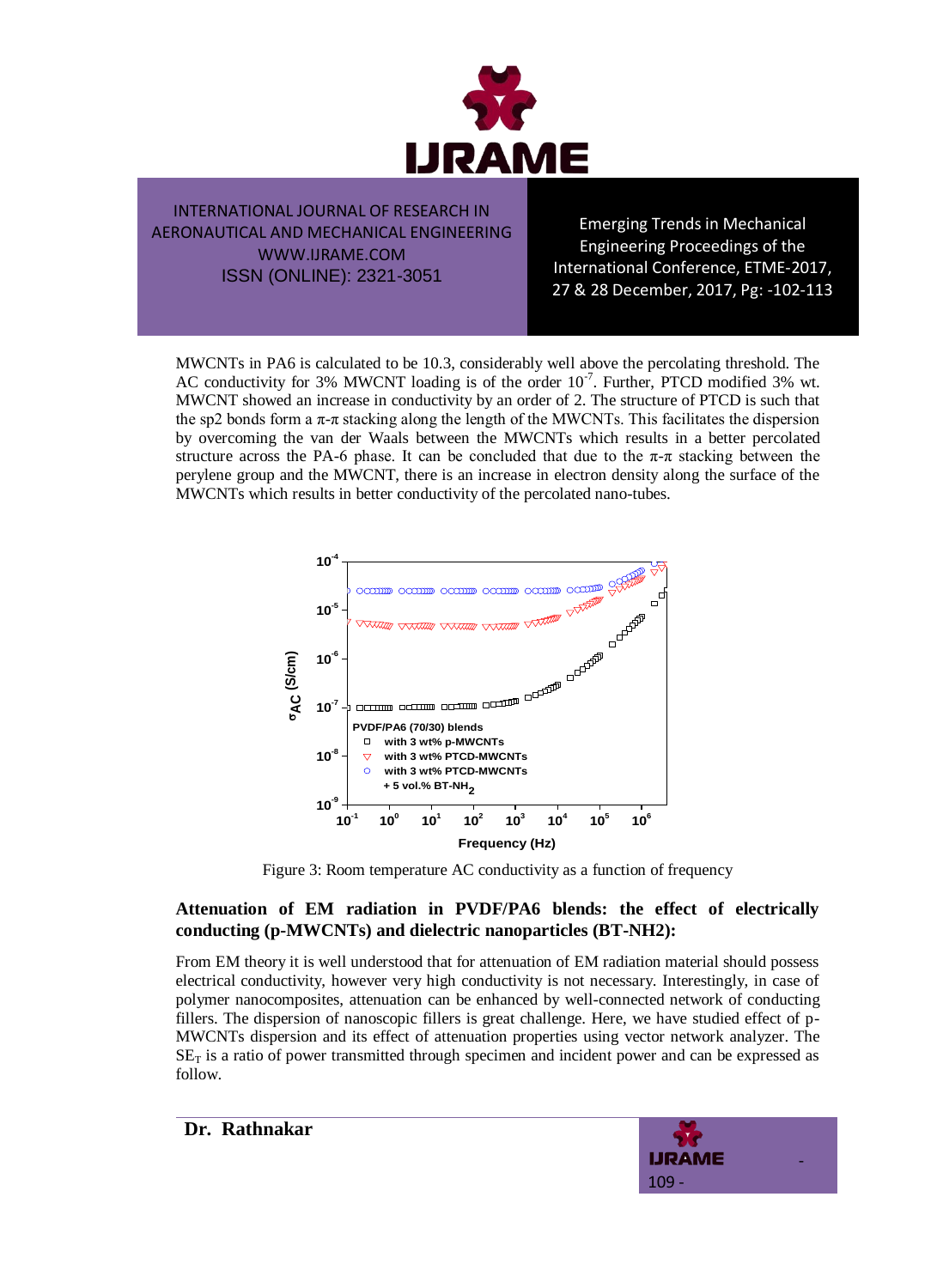MWCNTs in PA6 is calculated to be 10.3, considerably well above the percolating threshold. The AC conductivity for 3% MWCNT loading is of the order $10^{-7}$. Further, PTCD modified 3% wt. MWCNT showed an increase in conductivity by an order of 2. The structure of PTCD is such that the sp2 bonds form a π-π stacking along the length of the MWCNTs. This facilitates the dispersion by overcoming the van der Waals between the MWCNTs which results in a better percolated structure across the PA-6 phase. It can be concluded that due to the π-π stacking between the perylene group and the MWCNT, there is an increase in electron density along the surface of the MWCNTs which results in better conductivity of the percolated nano-tubes.

Figure 3: Room temperature AC conductivity as a function of frequency

### Attenuation of EM radiation in PVDF/PA6 blends: the effect of electrically conducting (p-MWCNTs) and dielectric nanoparticles (BT-NH2):

From EM theory it is well understood that for attenuation of EM radiation material should possess electrical conductivity, however very high conductivity is not necessary. Interestingly, in case of polymer nanocomposites, attenuation can be enhanced by well-connected network of conducting fillers. The dispersion of nanoscopic fillers is great challenge. Here, we have studied effect of p-MWCNTs dispersion and its effect of attenuation properties using vector network analyzer. The $SE_T$ is a ratio of power transmitted through specimen and incident power and can be expressed as follow.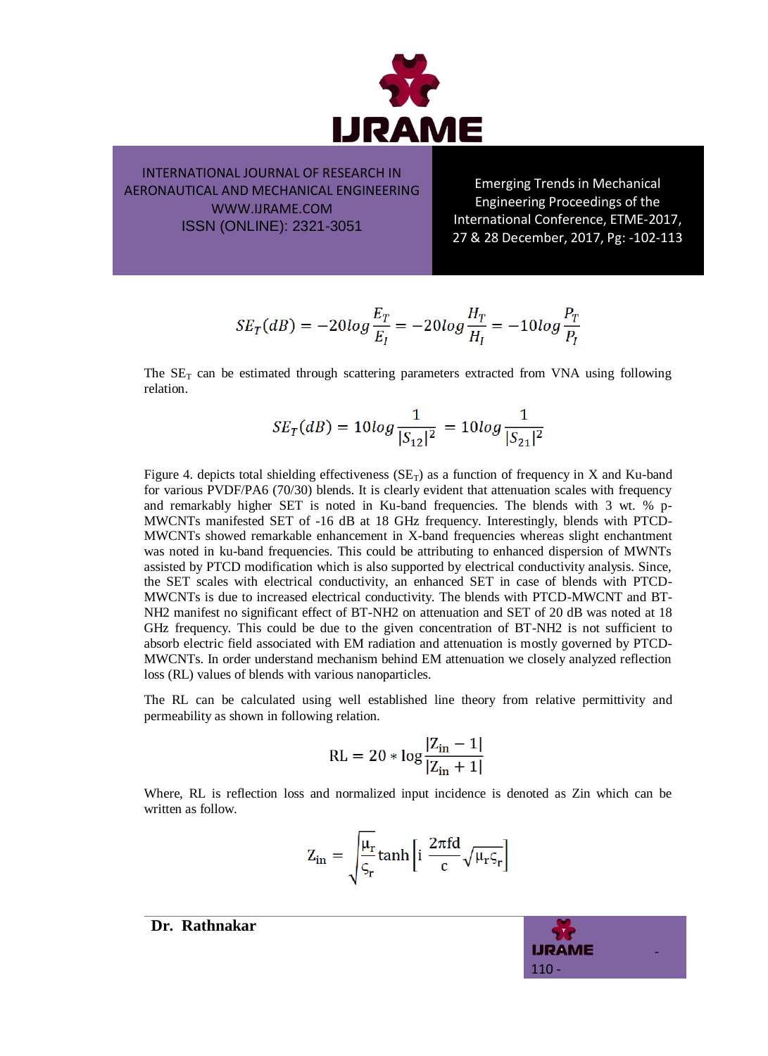$$SE_T(dB) = -20log\frac{E_T}{E_I} = -20log\frac{H_T}{H_I} = -10log\frac{P_T}{P_I}$$

The $SE_T$ can be estimated through scattering parameters extracted from VNA using following relation.

$$SE_T(dB) = 10log\frac{1}{|S_{12}|^2} = 10log\frac{1}{|S_{21}|^2}$$

Figure 4. depicts total shielding effectiveness ($SE_T$) as a function of frequency in X and Ku-band for various PVDF/PA6 (70/30) blends. It is clearly evident that attenuation scales with frequency and remarkably higher SET is noted in Ku-band frequencies. The blends with 3 wt. % p-MWCNTs manifested SET of -16 dB at 18 GHz frequency. Interestingly, blends with PTCD-MWCNTs showed remarkable enhancement in X-band frequencies whereas slight enchantment was noted in ku-band frequencies. This could be attributing to enhanced dispersion of MWNTs assisted by PTCD modification which is also supported by electrical conductivity analysis. Since, the SET scales with electrical conductivity, an enhanced SET in case of blends with PTCD-MWCNTs is due to increased electrical conductivity. The blends with PTCD-MWCNT and BT-NH2 manifest no significant effect of BT-NH2 on attenuation and SET of 20 dB was noted at 18 GHz frequency. This could be due to the given concentration of BT-NH2 is not sufficient to absorb electric field associated with EM radiation and attenuation is mostly governed by PTCD-MWCNTs. In order understand mechanism behind EM attenuation we closely analyzed reflection loss (RL) values of blends with various nanoparticles.

The RL can be calculated using well established line theory from relative permittivity and permeability as shown in following relation.

$$\mathrm{RL} = 20 * \log\frac{|Z_{in} - 1|}{|Z_{in} + 1|}$$

Where, RL is reflection loss and normalized input incidence is denoted as Zin which can be written as follow.

$$Z_{in} = \sqrt{\frac{\mu_r}{\varsigma_r}}\tanh\left[i\ \frac{2\pi fd}{c}\sqrt{\mu_r\varsigma_r}\right]$$

**Dr. Rathnakar**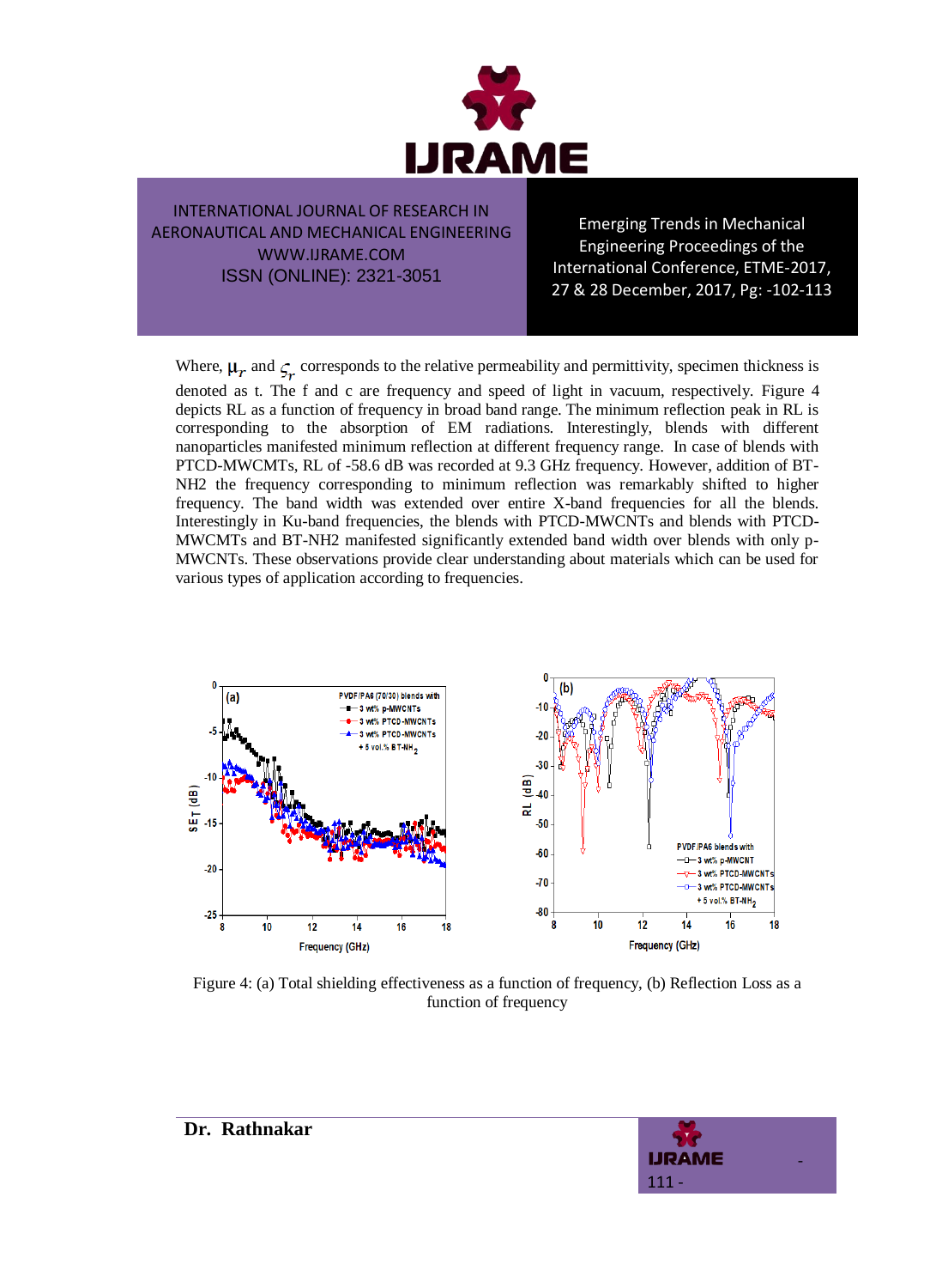Where, $\mu_r$ and $\varsigma_r$ corresponds to the relative permeability and permittivity, specimen thickness is denoted as t. The f and c are frequency and speed of light in vacuum, respectively. Figure 4 depicts RL as a function of frequency in broad band range. The minimum reflection peak in RL is corresponding to the absorption of EM radiations. Interestingly, blends with different nanoparticles manifested minimum reflection at different frequency range. In case of blends with PTCD-MWCMTs, RL of -58.6 dB was recorded at 9.3 GHz frequency. However, addition of BT-NH2 the frequency corresponding to minimum reflection was remarkably shifted to higher frequency. The band width was extended over entire X-band frequencies for all the blends. Interestingly in Ku-band frequencies, the blends with PTCD-MWCNTs and blends with PTCD-MWCMTs and BT-NH2 manifested significantly extended band width over blends with only p-MWCNTs. These observations provide clear understanding about materials which can be used for various types of application according to frequencies.

Figure 4: (a) Total shielding effectiveness as a function of frequency, (b) Reflection Loss as a function of frequency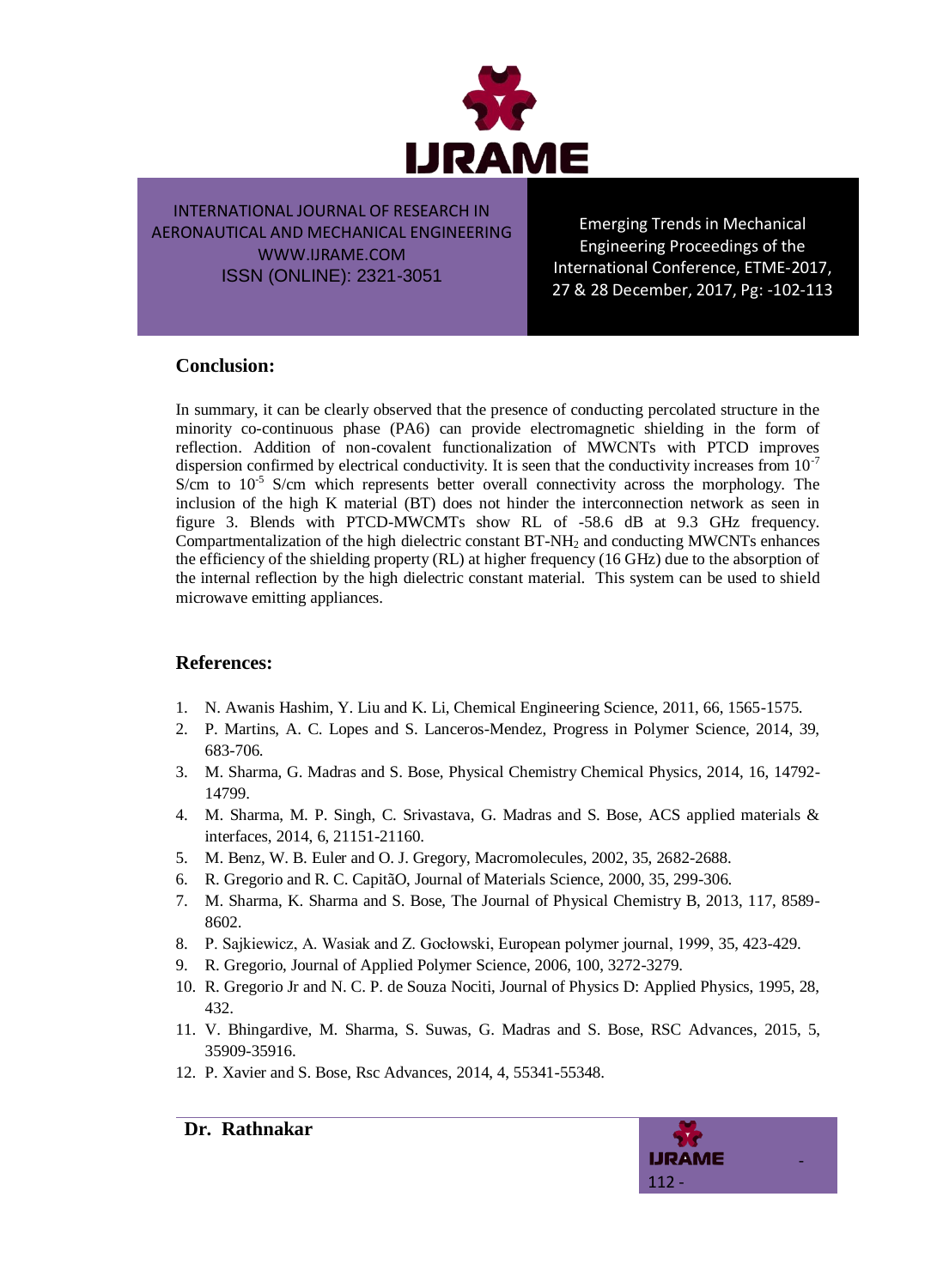## Conclusion:

In summary, it can be clearly observed that the presence of conducting percolated structure in the minority co-continuous phase (PA6) can provide electromagnetic shielding in the form of reflection. Addition of non-covalent functionalization of MWCNTs with PTCD improves dispersion confirmed by electrical conductivity. It is seen that the conductivity increases from $10^{-7}$ S/cm to $10^{-5}$ S/cm which represents better overall connectivity across the morphology. The inclusion of the high K material (BT) does not hinder the interconnection network as seen in figure 3. Blends with PTCD-MWCMTs show RL of -58.6 dB at 9.3 GHz frequency. Compartmentalization of the high dielectric constant BT-$NH_2$ and conducting MWCNTs enhances the efficiency of the shielding property (RL) at higher frequency (16 GHz) due to the absorption of the internal reflection by the high dielectric constant material. This system can be used to shield microwave emitting appliances.

## References:

1. N. Awanis Hashim, Y. Liu and K. Li, Chemical Engineering Science, 2011, 66, 1565-1575.
2. P. Martins, A. C. Lopes and S. Lanceros-Mendez, Progress in Polymer Science, 2014, 39, 683-706.
3. M. Sharma, G. Madras and S. Bose, Physical Chemistry Chemical Physics, 2014, 16, 14792-14799.
4. M. Sharma, M. P. Singh, C. Srivastava, G. Madras and S. Bose, ACS applied materials & interfaces, 2014, 6, 21151-21160.
5. M. Benz, W. B. Euler and O. J. Gregory, Macromolecules, 2002, 35, 2682-2688.
6. R. Gregorio and R. C. CapitãO, Journal of Materials Science, 2000, 35, 299-306.
7. M. Sharma, K. Sharma and S. Bose, The Journal of Physical Chemistry B, 2013, 117, 8589-8602.
8. P. Sajkiewicz, A. Wasiak and Z. Gocłowski, European polymer journal, 1999, 35, 423-429.
9. R. Gregorio, Journal of Applied Polymer Science, 2006, 100, 3272-3279.
10. R. Gregorio Jr and N. C. P. de Souza Nociti, Journal of Physics D: Applied Physics, 1995, 28, 432.
11. V. Bhingardive, M. Sharma, S. Suwas, G. Madras and S. Bose, RSC Advances, 2015, 5, 35909-35916.
12. P. Xavier and S. Bose, Rsc Advances, 2014, 4, 55341-55348.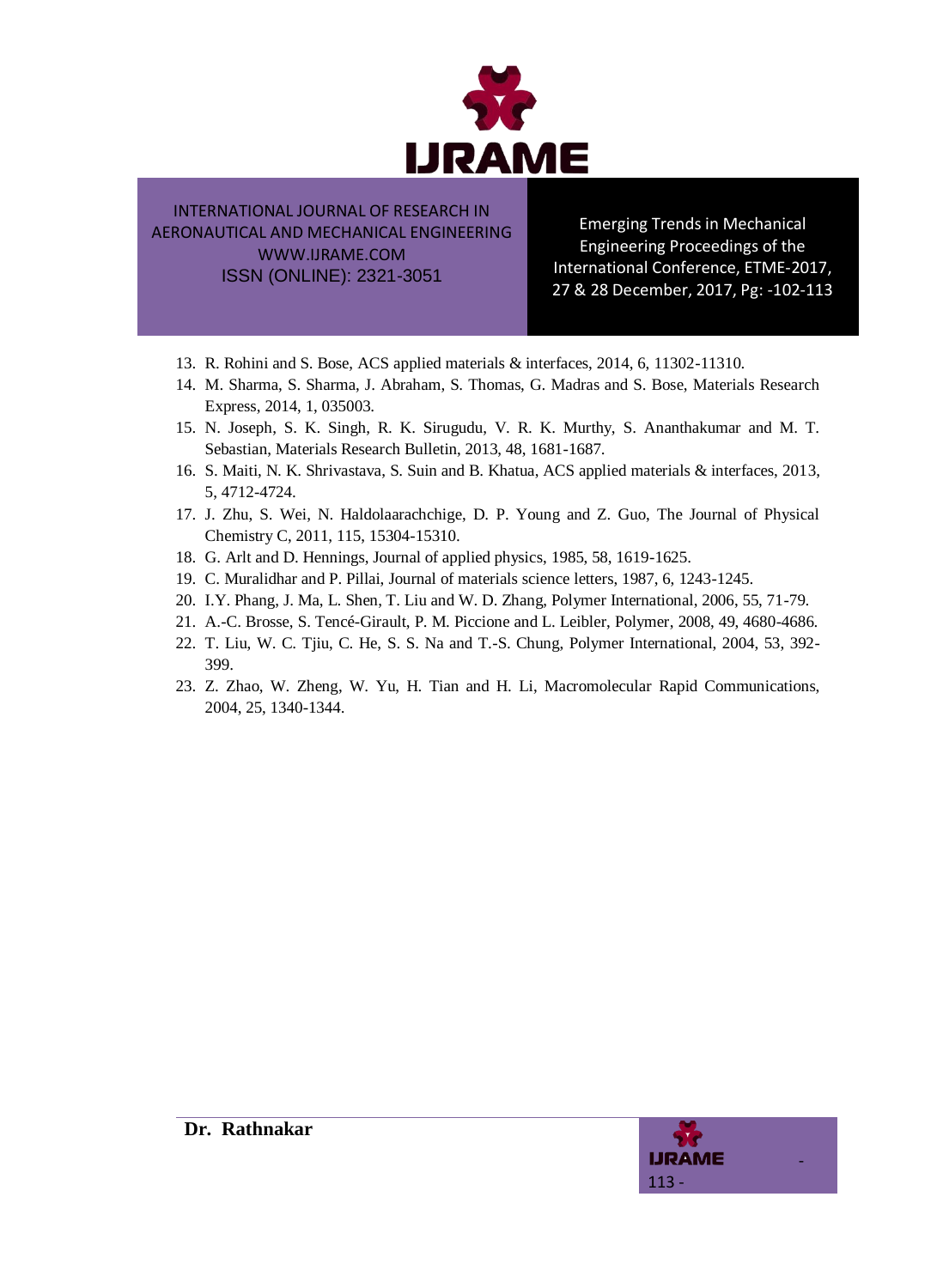13. R. Rohini and S. Bose, ACS applied materials & interfaces, 2014, 6, 11302-11310.
14. M. Sharma, S. Sharma, J. Abraham, S. Thomas, G. Madras and S. Bose, Materials Research Express, 2014, 1, 035003.
15. N. Joseph, S. K. Singh, R. K. Sirugudu, V. R. K. Murthy, S. Ananthakumar and M. T. Sebastian, Materials Research Bulletin, 2013, 48, 1681-1687.
16. S. Maiti, N. K. Shrivastava, S. Suin and B. Khatua, ACS applied materials & interfaces, 2013, 5, 4712-4724.
17. J. Zhu, S. Wei, N. Haldolaarachchige, D. P. Young and Z. Guo, The Journal of Physical Chemistry C, 2011, 115, 15304-15310.
18. G. Arlt and D. Hennings, Journal of applied physics, 1985, 58, 1619-1625.
19. C. Muralidhar and P. Pillai, Journal of materials science letters, 1987, 6, 1243-1245.
20. I.Y. Phang, J. Ma, L. Shen, T. Liu and W. D. Zhang, Polymer International, 2006, 55, 71-79.
21. A.-C. Brosse, S. Tencé-Girault, P. M. Piccione and L. Leibler, Polymer, 2008, 49, 4680-4686.
22. T. Liu, W. C. Tjiu, C. He, S. S. Na and T.-S. Chung, Polymer International, 2004, 53, 392-399.
23. Z. Zhao, W. Zheng, W. Yu, H. Tian and H. Li, Macromolecular Rapid Communications, 2004, 25, 1340-1344.